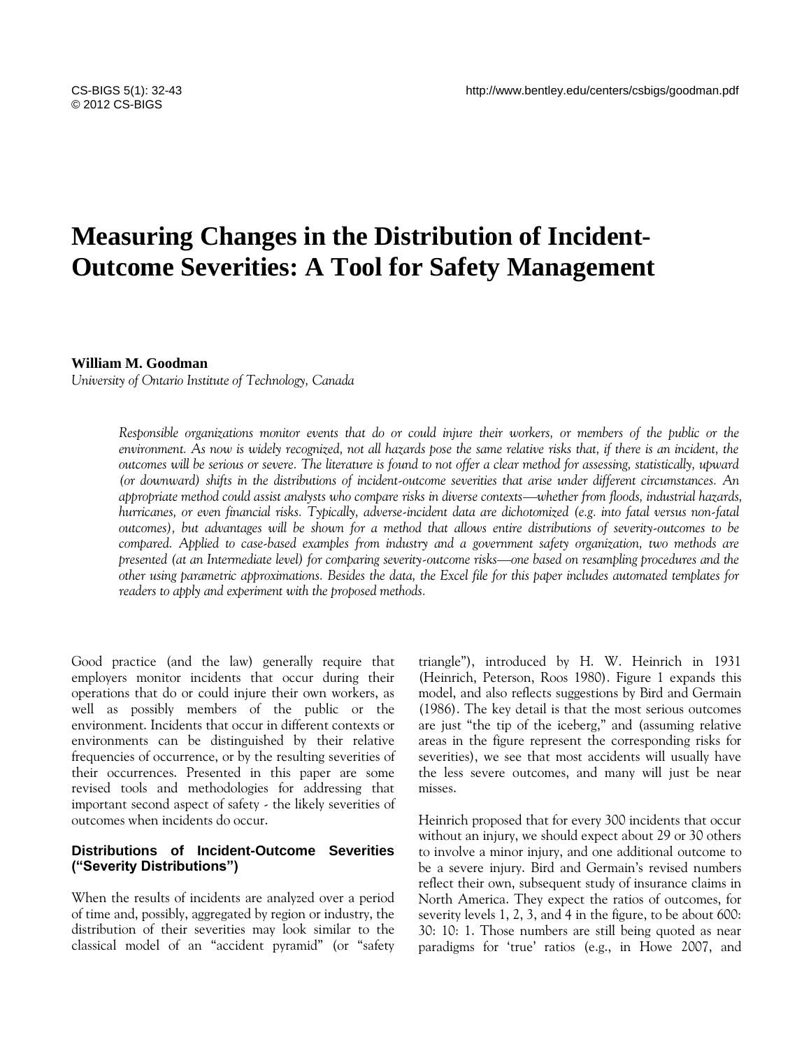# Measuring Changes in the Distribution of Incident-Outcome Severities: A Tool for Safety Management

**William M. Goodman**
*University of Ontario Institute of Technology, Canada*

*Responsible organizations monitor events that do or could injure their workers, or members of the public or the environment. As now is widely recognized, not all hazards pose the same relative risks that, if there is an incident, the outcomes will be serious or severe. The literature is found to not offer a clear method for assessing, statistically, upward (or downward) shifts in the distributions of incident-outcome severities that arise under different circumstances. An appropriate method could assist analysts who compare risks in diverse contexts—whether from floods, industrial hazards, hurricanes, or even financial risks. Typically, adverse-incident data are dichotomized (e.g. into fatal versus non-fatal outcomes), but advantages will be shown for a method that allows entire distributions of severity-outcomes to be compared. Applied to case-based examples from industry and a government safety organization, two methods are presented (at an Intermediate level) for comparing severity-outcome risks—one based on resampling procedures and the other using parametric approximations. Besides the data, the Excel file for this paper includes automated templates for readers to apply and experiment with the proposed methods.*

Good practice (and the law) generally require that employers monitor incidents that occur during their operations that do or could injure their own workers, as well as possibly members of the public or the environment. Incidents that occur in different contexts or environments can be distinguished by their relative frequencies of occurrence, or by the resulting severities of their occurrences. Presented in this paper are some revised tools and methodologies for addressing that important second aspect of safety - the likely severities of outcomes when incidents do occur.

### Distributions of Incident-Outcome Severities ("Severity Distributions")

When the results of incidents are analyzed over a period of time and, possibly, aggregated by region or industry, the distribution of their severities may look similar to the classical model of an "accident pyramid" (or "safety triangle"), introduced by H. W. Heinrich in 1931 (Heinrich, Peterson, Roos 1980). Figure 1 expands this model, and also reflects suggestions by Bird and Germain (1986). The key detail is that the most serious outcomes are just "the tip of the iceberg," and (assuming relative areas in the figure represent the corresponding risks for severities), we see that most accidents will usually have the less severe outcomes, and many will just be near misses.

Heinrich proposed that for every 300 incidents that occur without an injury, we should expect about 29 or 30 others to involve a minor injury, and one additional outcome to be a severe injury. Bird and Germain's revised numbers reflect their own, subsequent study of insurance claims in North America. They expect the ratios of outcomes, for severity levels 1, 2, 3, and 4 in the figure, to be about 600: 30: 10: 1. Those numbers are still being quoted as near paradigms for 'true' ratios (e.g., in Howe 2007, and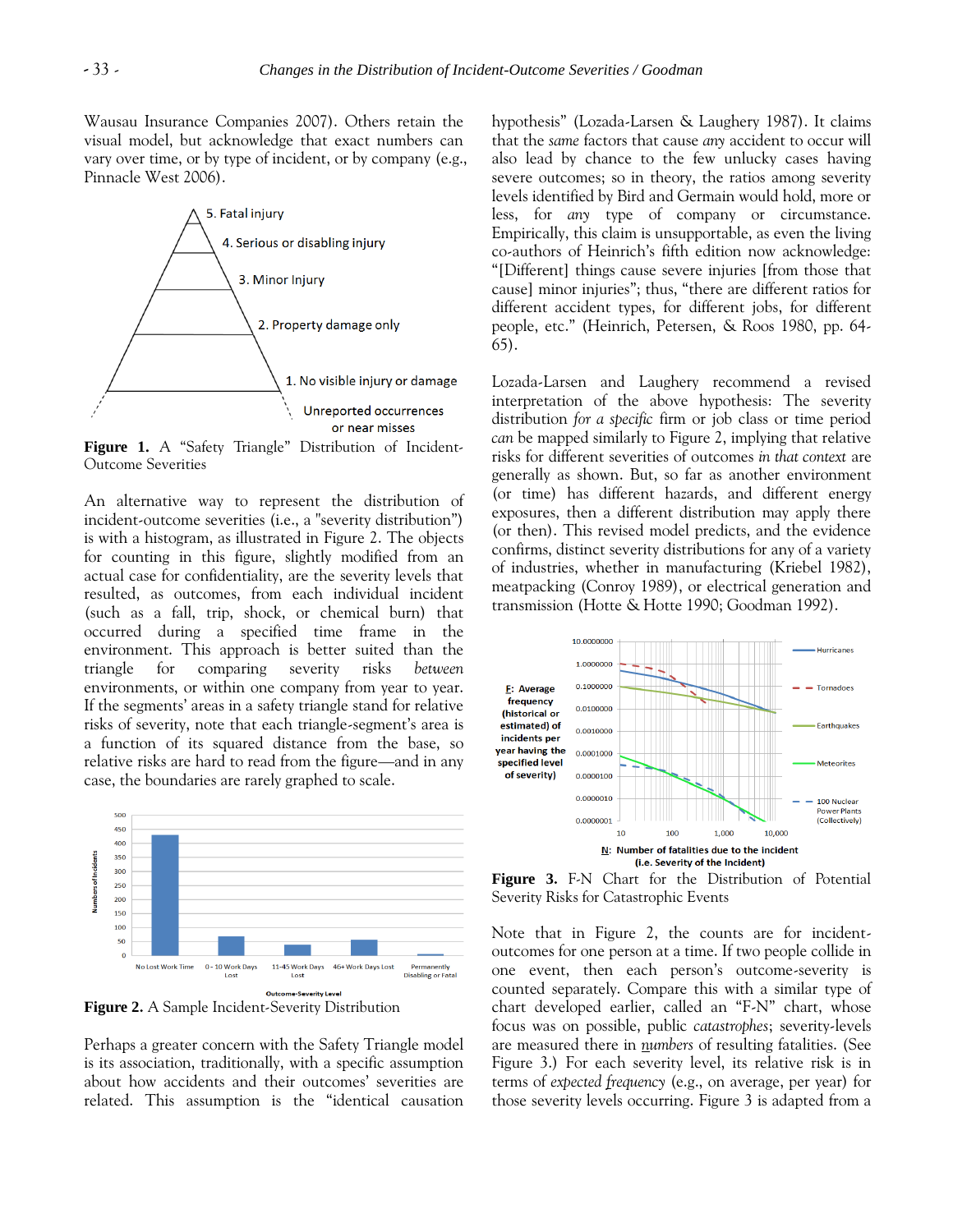Wausau Insurance Companies 2007). Others retain the visual model, but acknowledge that exact numbers can vary over time, or by type of incident, or by company (e.g., Pinnacle West 2006).

**Figure 1.** A "Safety Triangle" Distribution of Incident-Outcome Severities

An alternative way to represent the distribution of incident-outcome severities (i.e., a "severity distribution") is with a histogram, as illustrated in Figure 2. The objects for counting in this figure, slightly modified from an actual case for confidentiality, are the severity levels that resulted, as outcomes, from each individual incident (such as a fall, trip, shock, or chemical burn) that occurred during a specified time frame in the environment. This approach is better suited than the triangle for comparing severity risks *between* environments, or within one company from year to year. If the segments' areas in a safety triangle stand for relative risks of severity, note that each triangle-segment's area is a function of its squared distance from the base, so relative risks are hard to read from the figure—and in any case, the boundaries are rarely graphed to scale.

**Figure 2.** A Sample Incident-Severity Distribution

Perhaps a greater concern with the Safety Triangle model is its association, traditionally, with a specific assumption about how accidents and their outcomes' severities are related. This assumption is the "identical causation hypothesis" (Lozada-Larsen & Laughery 1987). It claims that the *same* factors that cause *any* accident to occur will also lead by chance to the few unlucky cases having severe outcomes; so in theory, the ratios among severity levels identified by Bird and Germain would hold, more or less, for *any* type of company or circumstance. Empirically, this claim is unsupportable, as even the living co-authors of Heinrich's fifth edition now acknowledge: "[Different] things cause severe injuries [from those that cause] minor injuries"; thus, "there are different ratios for different accident types, for different jobs, for different people, etc." (Heinrich, Petersen, & Roos 1980, pp. 64-65).

Lozada-Larsen and Laughery recommend a revised interpretation of the above hypothesis: The severity distribution *for a specific* firm or job class or time period *can* be mapped similarly to Figure 2, implying that relative risks for different severities of outcomes *in that context* are generally as shown. But, so far as another environment (or time) has different hazards, and different energy exposures, then a different distribution may apply there (or then). This revised model predicts, and the evidence confirms, distinct severity distributions for any of a variety of industries, whether in manufacturing (Kriebel 1982), meatpacking (Conroy 1989), or electrical generation and transmission (Hotte & Hotte 1990; Goodman 1992).

**Figure 3.** F-N Chart for the Distribution of Potential Severity Risks for Catastrophic Events

Note that in Figure 2, the counts are for incident-outcomes for one person at a time. If two people collide in one event, then each person's outcome-severity is counted separately. Compare this with a similar type of chart developed earlier, called an "F-N" chart, whose focus was on possible, public *catastrophes*; severity-levels are measured there in *numbers* of resulting fatalities. (See Figure 3.) For each severity level, its relative risk is in terms of *expected frequency* (e.g., on average, per year) for those severity levels occurring. Figure 3 is adapted from a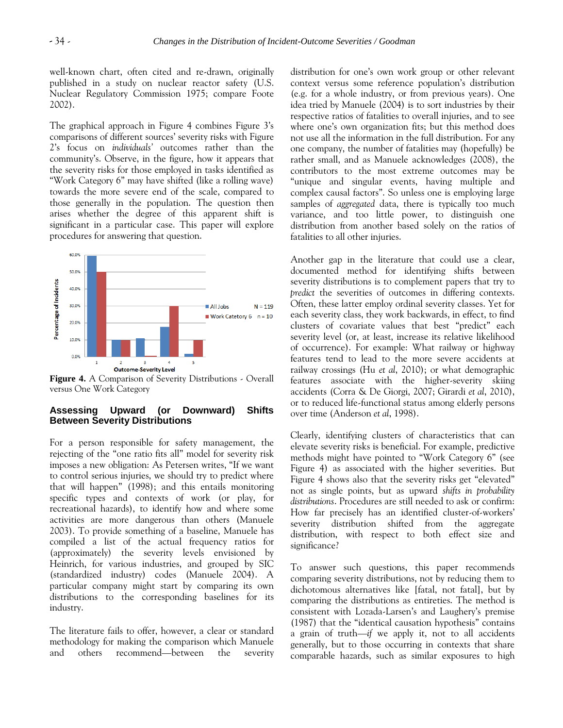well-known chart, often cited and re-drawn, originally published in a study on nuclear reactor safety (U.S. Nuclear Regulatory Commission 1975; compare Foote 2002).

The graphical approach in Figure 4 combines Figure 3's comparisons of different sources' severity risks with Figure 2's focus on *individuals'* outcomes rather than the community's. Observe, in the figure, how it appears that the severity risks for those employed in tasks identified as "Work Category 6" may have shifted (like a rolling wave) towards the more severe end of the scale, compared to those generally in the population. The question then arises whether the degree of this apparent shift is significant in a particular case. This paper will explore procedures for answering that question.

**Figure 4.** A Comparison of Severity Distributions - Overall versus One Work Category

## Assessing Upward (or Downward) Shifts Between Severity Distributions

For a person responsible for safety management, the rejecting of the "one ratio fits all" model for severity risk imposes a new obligation: As Petersen writes, "If we want to control serious injuries, we should try to predict where that will happen" (1998); and this entails monitoring specific types and contexts of work (or play, for recreational hazards), to identify how and where some activities are more dangerous than others (Manuele 2003). To provide something of a baseline, Manuele has compiled a list of the actual frequency ratios for (approximately) the severity levels envisioned by Heinrich, for various industries, and grouped by SIC (standardized industry) codes (Manuele 2004). A particular company might start by comparing its own distributions to the corresponding baselines for its industry.

The literature fails to offer, however, a clear or standard methodology for making the comparison which Manuele and others recommend—between the severity distribution for one's own work group or other relevant context versus some reference population's distribution (e.g. for a whole industry, or from previous years). One idea tried by Manuele (2004) is to sort industries by their respective ratios of fatalities to overall injuries, and to see where one's own organization fits; but this method does not use all the information in the full distribution. For any one company, the number of fatalities may (hopefully) be rather small, and as Manuele acknowledges (2008), the contributors to the most extreme outcomes may be "unique and singular events, having multiple and complex causal factors". So unless one is employing large samples of *aggregated* data, there is typically too much variance, and too little power, to distinguish one distribution from another based solely on the ratios of fatalities to all other injuries.

Another gap in the literature that could use a clear, documented method for identifying shifts between severity distributions is to complement papers that try to *predict* the severities of outcomes in differing contexts. Often, these latter employ ordinal severity classes. Yet for each severity class, they work backwards, in effect, to find clusters of covariate values that best "predict" each severity level (or, at least, increase its relative likelihood of occurrence). For example: What railway or highway features tend to lead to the more severe accidents at railway crossings (Hu *et al*, 2010); or what demographic features associate with the higher-severity skiing accidents (Corra & De Giorgi, 2007; Girardi *et al*, 2010), or to reduced life-functional status among elderly persons over time (Anderson *et al*, 1998).

Clearly, identifying clusters of characteristics that can elevate severity risks is beneficial. For example, predictive methods might have pointed to "Work Category 6" (see Figure 4) as associated with the higher severities. But Figure 4 shows also that the severity risks get "elevated" not as single points, but as upward *shifts in probability distributions*. Procedures are still needed to ask or confirm: How far precisely has an identified cluster-of-workers' severity distribution shifted from the aggregate distribution, with respect to both effect size and significance?

To answer such questions, this paper recommends comparing severity distributions, not by reducing them to dichotomous alternatives like [fatal, not fatal], but by comparing the distributions as entireties. The method is consistent with Lozada-Larsen's and Laughery's premise (1987) that the "identical causation hypothesis" contains a grain of truth—*if* we apply it, not to all accidents generally, but to those occurring in contexts that share comparable hazards, such as similar exposures to high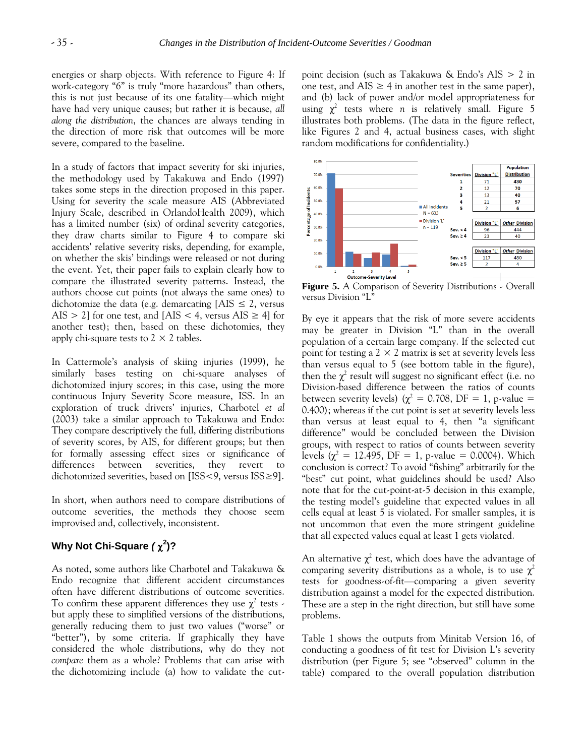energies or sharp objects. With reference to Figure 4: If work-category "6" is truly "more hazardous" than others, this is not just because of its one fatality—which might have had very unique causes; but rather it is because, *all along the distribution*, the chances are always tending in the direction of more risk that outcomes will be more severe, compared to the baseline.

In a study of factors that impact severity for ski injuries, the methodology used by Takakuwa and Endo (1997) takes some steps in the direction proposed in this paper. Using for severity the scale measure AIS (Abbreviated Injury Scale, described in OrlandoHealth 2009), which has a limited number (six) of ordinal severity categories, they draw charts similar to Figure 4 to compare ski accidents' relative severity risks, depending, for example, on whether the skis' bindings were released or not during the event. Yet, their paper fails to explain clearly how to compare the illustrated severity patterns. Instead, the authors choose cut points (not always the same ones) to dichotomize the data (e.g. demarcating [AIS $\leq$ 2, versus AIS > 2] for one test, and [AIS < 4, versus AIS $\geq$ 4] for another test); then, based on these dichotomies, they apply chi-square tests to 2 × 2 tables.

In Cattermole's analysis of skiing injuries (1999), he similarly bases testing on chi-square analyses of dichotomized injury scores; in this case, using the more continuous Injury Severity Score measure, ISS. In an exploration of truck drivers' injuries, Charbotel *et al* (2003) take a similar approach to Takakuwa and Endo: They compare descriptively the full, differing distributions of severity scores, by AIS, for different groups; but then for formally assessing effect sizes or significance of differences between severities, they revert to dichotomized severities, based on [ISS<9, versus ISS≥9].

In short, when authors need to compare distributions of outcome severities, the methods they choose seem improvised and, collectively, inconsistent.

## Why Not Chi-Square ( $\chi^2$ )?

As noted, some authors like Charbotel and Takakuwa & Endo recognize that different accident circumstances often have different distributions of outcome severities. To confirm these apparent differences they use $\chi^2$ tests - but apply these to simplified versions of the distributions, generally reducing them to just two values ("worse" or "better"), by some criteria. If graphically they have considered the whole distributions, why do they not *compare* them as a whole? Problems that can arise with the dichotomizing include (a) how to validate the cut-point decision (such as Takakuwa & Endo's AIS > 2 in one test, and AIS $\geq$ 4 in another test in the same paper), and (b) lack of power and/or model appropriateness for using $\chi^2$ tests where $n$ is relatively small. Figure 5 illustrates both problems. (The data in the figure reflect, like Figures 2 and 4, actual business cases, with slight random modifications for confidentiality.)

| Severities | Division "L" | Population Distribution |
|---|---|---|
| 1 | 71 | 430 |
| 2 | 12 | 70 |
| 3 | 13 | 40 |
| 4 | 21 | 57 |
| 5 | 2 | 6 |

| | Division "L" | Other Division |
|---|---|---|
| Sev. < 4 | 96 | 444 |
| Sev. ≥ 4 | 23 | 40 |

| | Division "L" | Other Division |
|---|---|---|
| Sev. < 5 | 117 | 480 |
| Sev. ≥ 5 | 2 | 4 |

**Figure 5.** A Comparison of Severity Distributions - Overall versus Division "L"

By eye it appears that the risk of more severe accidents may be greater in Division "L" than in the overall population of a certain large company. If the selected cut point for testing a 2 × 2 matrix is set at severity levels less than versus equal to 5 (see bottom table in the figure), then the $\chi^2$ result will suggest no significant effect (i.e. no Division-based difference between the ratios of counts between severity levels) ($\chi^2$ = 0.708, DF = 1, p-value = 0.400); whereas if the cut point is set at severity levels less than versus at least equal to 4, then "a significant difference" would be concluded between the Division groups, with respect to ratios of counts between severity levels ($\chi^2$ = 12.495, DF = 1, p-value = 0.0004). Which conclusion is correct? To avoid "fishing" arbitrarily for the "best" cut point, what guidelines should be used? Also note that for the cut-point-at-5 decision in this example, the testing model's guideline that expected values in all cells equal at least 5 is violated. For smaller samples, it is not uncommon that even the more stringent guideline that all expected values equal at least 1 gets violated.

An alternative $\chi^2$ test, which does have the advantage of comparing severity distributions as a whole, is to use $\chi^2$ tests for goodness-of-fit—comparing a given severity distribution against a model for the expected distribution. These are a step in the right direction, but still have some problems.

Table 1 shows the outputs from Minitab Version 16, of conducting a goodness of fit test for Division L's severity distribution (per Figure 5; see "observed" column in the table) compared to the overall population distribution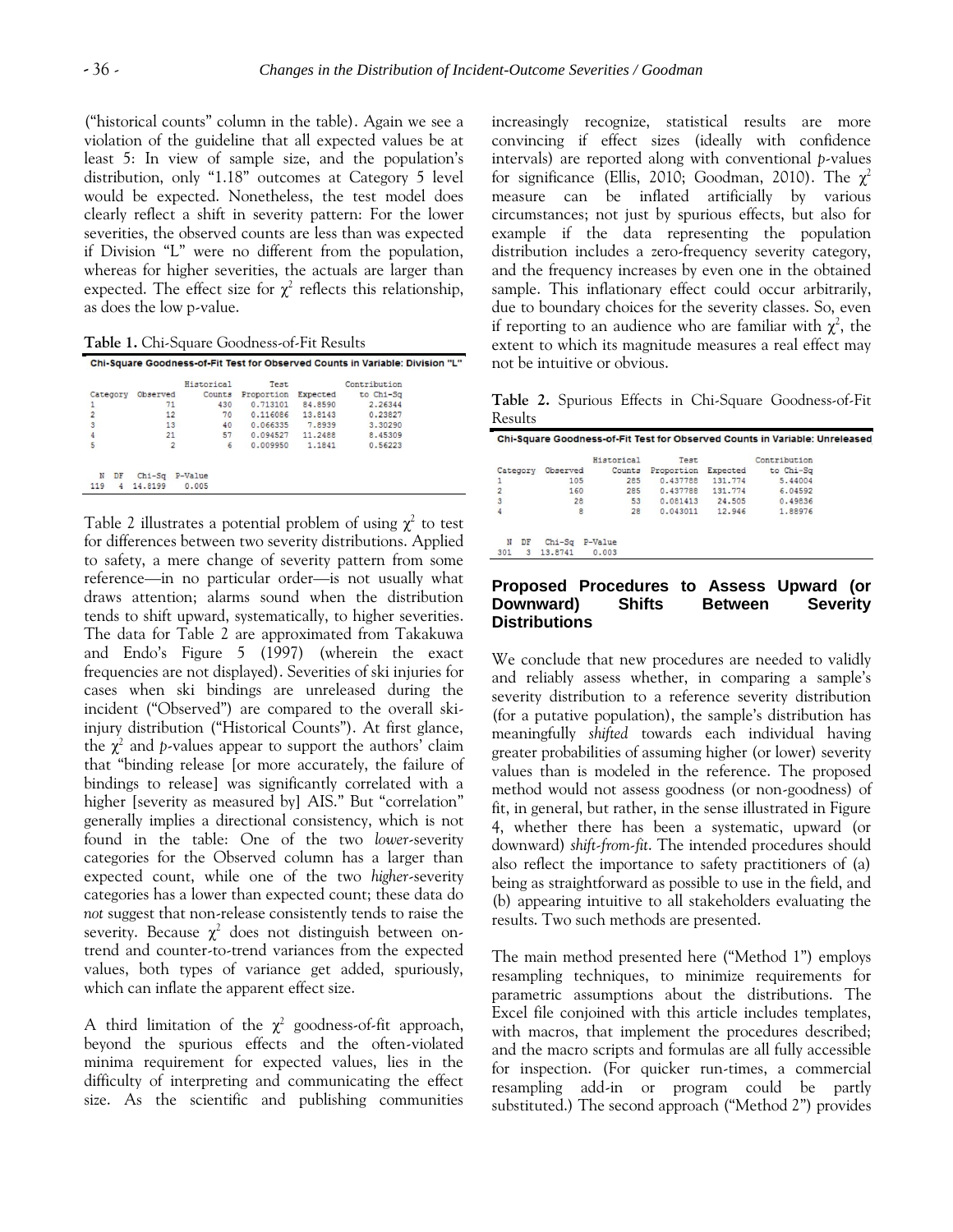("historical counts" column in the table). Again we see a violation of the guideline that all expected values be at least 5: In view of sample size, and the population's distribution, only "1.18" outcomes at Category 5 level would be expected. Nonetheless, the test model does clearly reflect a shift in severity pattern: For the lower severities, the observed counts are less than was expected if Division "L" were no different from the population, whereas for higher severities, the actuals are larger than expected. The effect size for $\chi^2$ reflects this relationship, as does the low p-value.

**Table 1.** Chi-Square Goodness-of-Fit Results

**Chi-Square Goodness-of-Fit Test for Observed Counts in Variable: Division "L"**

| Category | Observed | Historical Counts | Test Proportion | Expected | Contribution to Chi-Sq |
|---|---|---|---|---|---|
| 1 | 71 | 430 | 0.713101 | 84.8590 | 2.26344 |
| 2 | 12 | 70 | 0.116086 | 13.8143 | 0.23827 |
| 3 | 13 | 40 | 0.066335 | 7.8939 | 3.30290 |
| 4 | 21 | 57 | 0.094527 | 11.2488 | 8.45309 |
| 5 | 2 | 6 | 0.009950 | 1.1841 | 0.56223 |

| N | DF | Chi-Sq | P-Value |
|---|---|---|---|
| 119 | 4 | 14.8199 | 0.005 |

Table 2 illustrates a potential problem of using $\chi^2$ to test for differences between two severity distributions. Applied to safety, a mere change of severity pattern from some reference—in no particular order—is not usually what draws attention; alarms sound when the distribution tends to shift upward, systematically, to higher severities. The data for Table 2 are approximated from Takakuwa and Endo's Figure 5 (1997) (wherein the exact frequencies are not displayed). Severities of ski injuries for cases when ski bindings are unreleased during the incident ("Observed") are compared to the overall ski-injury distribution ("Historical Counts"). At first glance, the $\chi^2$ and *p*-values appear to support the authors' claim that "binding release [or more accurately, the failure of bindings to release] was significantly correlated with a higher [severity as measured by] AIS." But "correlation" generally implies a directional consistency, which is not found in the table: One of the two *lower*-severity categories for the Observed column has a larger than expected count, while one of the two *higher*-severity categories has a lower than expected count; these data do *not* suggest that non-release consistently tends to raise the severity. Because $\chi^2$ does not distinguish between on-trend and counter-to-trend variances from the expected values, both types of variance get added, spuriously, which can inflate the apparent effect size.

A third limitation of the $\chi^2$ goodness-of-fit approach, beyond the spurious effects and the often-violated minima requirement for expected values, lies in the difficulty of interpreting and communicating the effect size. As the scientific and publishing communities increasingly recognize, statistical results are more convincing if effect sizes (ideally with confidence intervals) are reported along with conventional *p*-values for significance (Ellis, 2010; Goodman, 2010). The $\chi^2$ measure can be inflated artificially by various circumstances; not just by spurious effects, but also for example if the data representing the population distribution includes a zero-frequency severity category, and the frequency increases by even one in the obtained sample. This inflationary effect could occur arbitrarily, due to boundary choices for the severity classes. So, even if reporting to an audience who are familiar with $\chi^2$, the extent to which its magnitude measures a real effect may not be intuitive or obvious.

**Table 2.** Spurious Effects in Chi-Square Goodness-of-Fit Results

**Chi-Square Goodness-of-Fit Test for Observed Counts in Variable: Unreleased**

| Category | Observed | Historical Counts | Test Proportion | Expected | Contribution to Chi-Sq |
|---|---|---|---|---|---|
| 1 | 105 | 285 | 0.437788 | 131.774 | 5.44004 |
| 2 | 160 | 285 | 0.437788 | 131.774 | 6.04592 |
| 3 | 28 | 53 | 0.081413 | 24.505 | 0.49836 |
| 4 | 8 | 28 | 0.043011 | 12.946 | 1.88976 |

| N | DF | Chi-Sq | P-Value |
|---|---|---|---|
| 301 | 3 | 13.8741 | 0.003 |

## Proposed Procedures to Assess Upward (or Downward) Shifts Between Severity Distributions

We conclude that new procedures are needed to validly and reliably assess whether, in comparing a sample's severity distribution to a reference severity distribution (for a putative population), the sample's distribution has meaningfully *shifted* towards each individual having greater probabilities of assuming higher (or lower) severity values than is modeled in the reference. The proposed method would not assess goodness (or non-goodness) of fit, in general, but rather, in the sense illustrated in Figure 4, whether there has been a systematic, upward (or downward) *shift-from-fit*. The intended procedures should also reflect the importance to safety practitioners of (a) being as straightforward as possible to use in the field, and (b) appearing intuitive to all stakeholders evaluating the results. Two such methods are presented.

The main method presented here ("Method 1") employs resampling techniques, to minimize requirements for parametric assumptions about the distributions. The Excel file conjoined with this article includes templates, with macros, that implement the procedures described; and the macro scripts and formulas are all fully accessible for inspection. (For quicker run-times, a commercial resampling add-in or program could be partly substituted.) The second approach ("Method 2") provides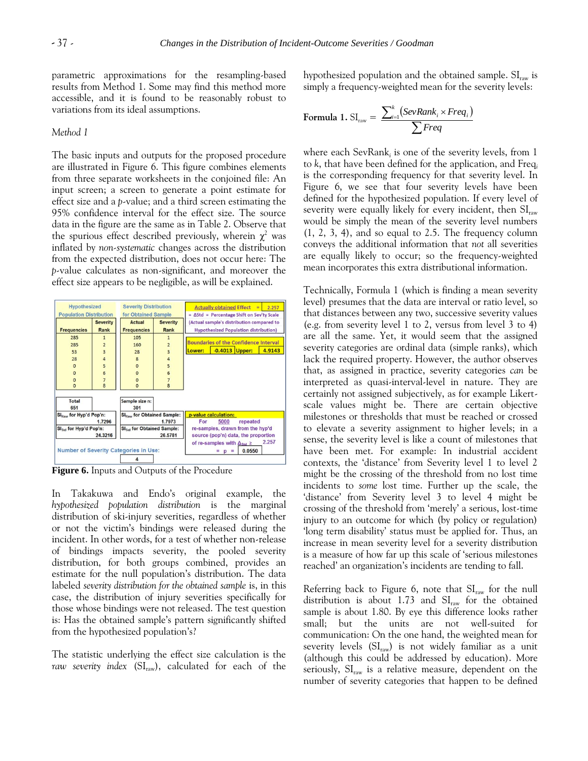parametric approximations for the resampling-based results from Method 1. Some may find this method more accessible, and it is found to be reasonably robust to variations from its ideal assumptions.

*Method 1*

The basic inputs and outputs for the proposed procedure are illustrated in Figure 6. This figure combines elements from three separate worksheets in the conjoined file: An input screen; a screen to generate a point estimate for effect size and a *p*-value; and a third screen estimating the 95% confidence interval for the effect size. The source data in the figure are the same as in Table 2. Observe that the spurious effect described previously, wherein $\chi^2$ was inflated by *non-systematic* changes across the distribution from the expected distribution, does not occur here: The *p*-value calculates as non-significant, and moreover the effect size appears to be negligible, as will be explained.

| Hypothesized Population Distribution | | Severity Distribution for Obtained Sample | |
|---|---|---|---|
| Frequencies | Severity Rank | Actual Frequencies | Severity Rank |
| 285 | 1 | 105 | 1 |
| 285 | 2 | 160 | 2 |
| 53 | 3 | 28 | 3 |
| 28 | 4 | 8 | 4 |
| 0 | 5 | 0 | 5 |
| 0 | 6 | 0 | 6 |
| 0 | 7 | 0 | 7 |
| 0 | 8 | 0 | 8 |
| Total: 651 | | Sample size n: 301 | |
| $SI_{Raw}$ for Hyp'd Pop'n: 1.7296 | | $SI_{Raw}$ for Obtained Sample: 1.7973 | |
| $SI_{Std}$ for Hyp'd Pop'n: 24.3216 | | $SI_{Std}$ for Obtained Sample: 26.5781 | |

Actually obtained Effect = 2.257 = ΔStd = Percentage Shift on Sev'ty Scale (Actual sample's distribution compared to Hypothesized Population distribution)

Boundaries of the Confidence Interval — Lower: -0.4013 Upper: 4.9143

p-value calculation: For 5000 repeated re-samples, drawn from the hyp'd source (pop'n) data, the proportion of re-samples with $\Delta_{Std} \geq$ 2.257 = p = 0.0550

Number of Severity Categories in Use: 4

**Figure 6.** Inputs and Outputs of the Procedure

In Takakuwa and Endo's original example, the *hypothesized population distribution* is the marginal distribution of ski-injury severities, regardless of whether or not the victim's bindings were released during the incident. In other words, for a test of whether non-release of bindings impacts severity, the pooled severity distribution, for both groups combined, provides an estimate for the null population's distribution. The data labeled *severity distribution for the obtained sample* is, in this case, the distribution of injury severities specifically for those whose bindings were not released. The test question is: Has the obtained sample's pattern significantly shifted from the hypothesized population's?

The statistic underlying the effect size calculation is the *raw severity index* ($SI_{raw}$), calculated for each of the hypothesized population and the obtained sample. $SI_{raw}$ is simply a frequency-weighted mean for the severity levels:

$$\textbf{Formula 1. } SI_{raw} = \frac{\sum_{i=1}^{k} (SevRank_i \times Freq_i)}{\sum Freq}$$

where each $SevRank_i$ is one of the severity levels, from 1 to $k$, that have been defined for the application, and $Freq_i$ is the corresponding frequency for that severity level. In Figure 6, we see that four severity levels have been defined for the hypothesized population. If every level of severity were equally likely for every incident, then $SI_{raw}$ would be simply the mean of the severity level numbers (1, 2, 3, 4), and so equal to 2.5. The frequency column conveys the additional information that *not* all severities are equally likely to occur; so the frequency-weighted mean incorporates this extra distributional information.

Technically, Formula 1 (which is finding a mean severity level) presumes that the data are interval or ratio level, so that distances between any two, successive severity values (e.g. from severity level 1 to 2, versus from level 3 to 4) are all the same. Yet, it would seem that the assigned severity categories are ordinal data (simple ranks), which lack the required property. However, the author observes that, as assigned in practice, severity categories *can* be interpreted as quasi-interval-level in nature. They are certainly not assigned subjectively, as for example Likert-scale values might be. There are certain objective milestones or thresholds that must be reached or crossed to elevate a severity assignment to higher levels; in a sense, the severity level is like a count of milestones that have been met. For example: In industrial accident contexts, the 'distance' from Severity level 1 to level 2 might be the crossing of the threshold from no lost time incidents to *some* lost time. Further up the scale, the 'distance' from Severity level 3 to level 4 might be crossing of the threshold from 'merely' a serious, lost-time injury to an outcome for which (by policy or regulation) 'long term disability' status must be applied for. Thus, an increase in mean severity level for a severity distribution is a measure of how far up this scale of 'serious milestones reached' an organization's incidents are tending to fall.

Referring back to Figure 6, note that $SI_{raw}$ for the null distribution is about 1.73 and $SI_{raw}$ for the obtained sample is about 1.80. By eye this difference looks rather small; but the units are not well-suited for communication: On the one hand, the weighted mean for severity levels ($SI_{raw}$) is not widely familiar as a unit (although this could be addressed by education). More seriously, $SI_{raw}$ is a relative measure, dependent on the number of severity categories that happen to be defined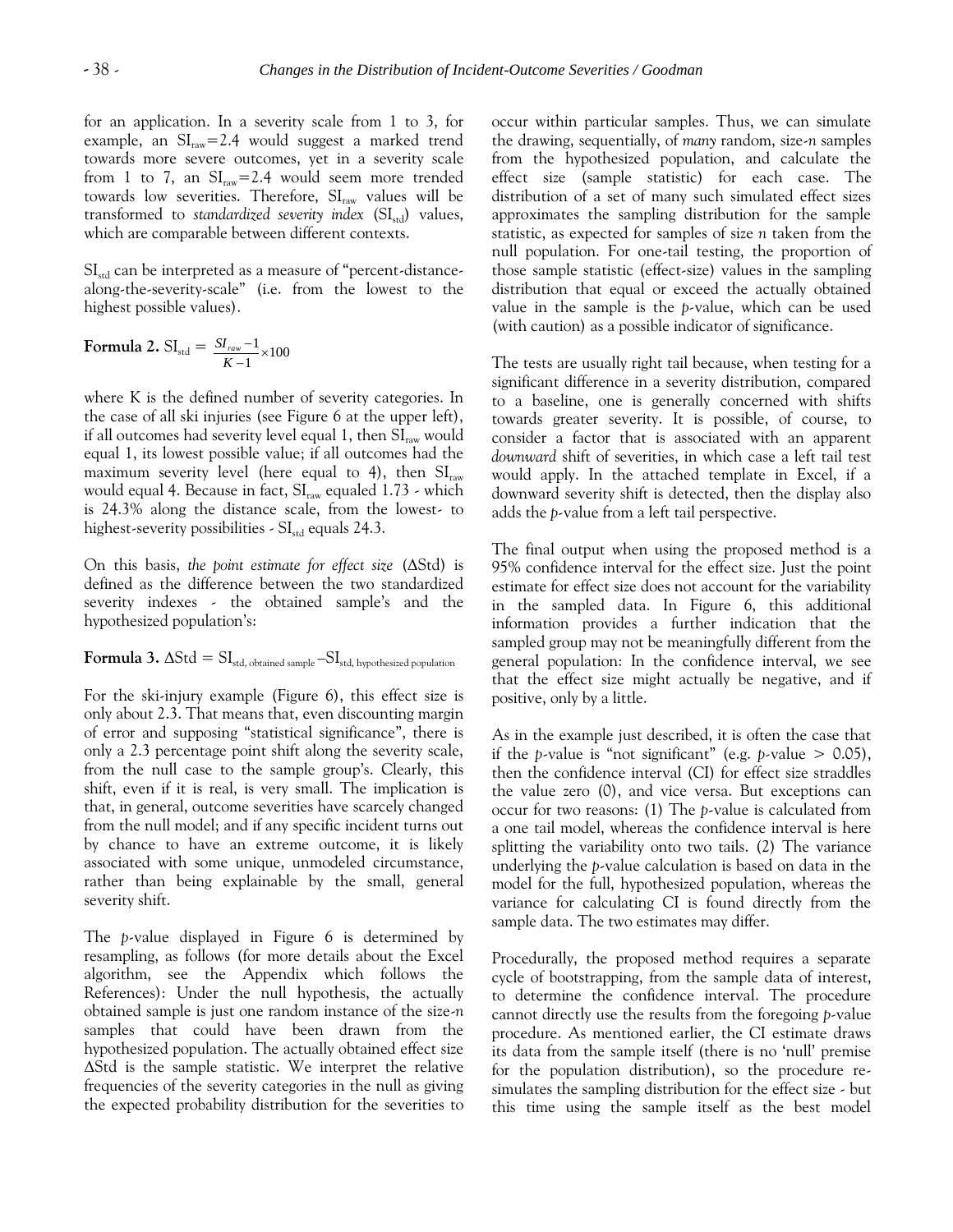for an application. In a severity scale from 1 to 3, for example, an $SI_{raw}=2.4$ would suggest a marked trend towards more severe outcomes, yet in a severity scale from 1 to 7, an $SI_{raw}=2.4$ would seem more trended towards low severities. Therefore, $SI_{raw}$ values will be transformed to *standardized severity index* ($SI_{std}$) values, which are comparable between different contexts.

$SI_{std}$ can be interpreted as a measure of "percent-distance-along-the-severity-scale" (i.e. from the lowest to the highest possible values).

**Formula 2.** $SI_{std} = \frac{SI_{raw} - 1}{K - 1} \times 100$

where K is the defined number of severity categories. In the case of all ski injuries (see Figure 6 at the upper left), if all outcomes had severity level equal 1, then $SI_{raw}$ would equal 1, its lowest possible value; if all outcomes had the maximum severity level (here equal to 4), then $SI_{raw}$ would equal 4. Because in fact, $SI_{raw}$ equaled 1.73 - which is 24.3% along the distance scale, from the lowest- to highest-severity possibilities - $SI_{std}$ equals 24.3.

On this basis, *the point estimate for effect size* ($\Delta$Std) is defined as the difference between the two standardized severity indexes - the obtained sample's and the hypothesized population's:

**Formula 3.** $\Delta\text{Std} = SI_{std,\text{ obtained sample}} - SI_{std,\text{ hypothesized population}}$

For the ski-injury example (Figure 6), this effect size is only about 2.3. That means that, even discounting margin of error and supposing "statistical significance", there is only a 2.3 percentage point shift along the severity scale, from the null case to the sample group's. Clearly, this shift, even if it is real, is very small. The implication is that, in general, outcome severities have scarcely changed from the null model; and if any specific incident turns out by chance to have an extreme outcome, it is likely associated with some unique, unmodeled circumstance, rather than being explainable by the small, general severity shift.

The *p*-value displayed in Figure 6 is determined by resampling, as follows (for more details about the Excel algorithm, see the Appendix which follows the References): Under the null hypothesis, the actually obtained sample is just one random instance of the size-*n* samples that could have been drawn from the hypothesized population. The actually obtained effect size $\Delta$Std is the sample statistic. We interpret the relative frequencies of the severity categories in the null as giving the expected probability distribution for the severities to occur within particular samples. Thus, we can simulate the drawing, sequentially, of *many* random, size-*n* samples from the hypothesized population, and calculate the effect size (sample statistic) for each case. The distribution of a set of many such simulated effect sizes approximates the sampling distribution for the sample statistic, as expected for samples of size *n* taken from the null population. For one-tail testing, the proportion of those sample statistic (effect-size) values in the sampling distribution that equal or exceed the actually obtained value in the sample is the *p*-value, which can be used (with caution) as a possible indicator of significance.

The tests are usually right tail because, when testing for a significant difference in a severity distribution, compared to a baseline, one is generally concerned with shifts towards greater severity. It is possible, of course, to consider a factor that is associated with an apparent *downward* shift of severities, in which case a left tail test would apply. In the attached template in Excel, if a downward severity shift is detected, then the display also adds the *p*-value from a left tail perspective.

The final output when using the proposed method is a 95% confidence interval for the effect size. Just the point estimate for effect size does not account for the variability in the sampled data. In Figure 6, this additional information provides a further indication that the sampled group may not be meaningfully different from the general population: In the confidence interval, we see that the effect size might actually be negative, and if positive, only by a little.

As in the example just described, it is often the case that if the *p*-value is "not significant" (e.g. *p*-value $> 0.05$), then the confidence interval (CI) for effect size straddles the value zero (0), and vice versa. But exceptions can occur for two reasons: (1) The *p*-value is calculated from a one tail model, whereas the confidence interval is here splitting the variability onto two tails. (2) The variance underlying the *p*-value calculation is based on data in the model for the full, hypothesized population, whereas the variance for calculating CI is found directly from the sample data. The two estimates may differ.

Procedurally, the proposed method requires a separate cycle of bootstrapping, from the sample data of interest, to determine the confidence interval. The procedure cannot directly use the results from the foregoing *p*-value procedure. As mentioned earlier, the CI estimate draws its data from the sample itself (there is no 'null' premise for the population distribution), so the procedure re-simulates the sampling distribution for the effect size - but this time using the sample itself as the best model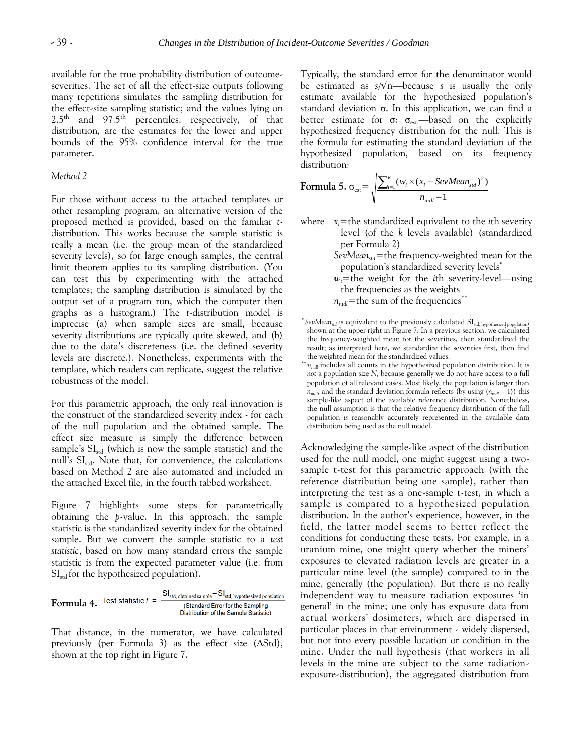available for the true probability distribution of outcome-severities. The set of all the effect-size outputs following many repetitions simulates the sampling distribution for the effect-size sampling statistic; and the values lying on $2.5^{th}$ and $97.5^{th}$ percentiles, respectively, of that distribution, are the estimates for the lower and upper bounds of the 95% confidence interval for the true parameter.

*Method 2*

For those without access to the attached templates or other resampling program, an alternative version of the proposed method is provided, based on the familiar *t*-distribution. This works because the sample statistic is really a mean (i.e. the group mean of the standardized severity levels), so for large enough samples, the central limit theorem applies to its sampling distribution. (You can test this by experimenting with the attached templates; the sampling distribution is simulated by the output set of a program run, which the computer then graphs as a histogram.) The *t*-distribution model is imprecise (a) when sample sizes are small, because severity distributions are typically quite skewed, and (b) due to the data's discreteness (i.e. the defined severity levels are discrete.). Nonetheless, experiments with the template, which readers can replicate, suggest the relative robustness of the model.

For this parametric approach, the only real innovation is the construct of the standardized severity index - for each of the null population and the obtained sample. The effect size measure is simply the difference between sample's $SI_{std}$ (which is now the sample statistic) and the null's $SI_{std}$. Note that, for convenience, the calculations based on Method 2 are also automated and included in the attached Excel file, in the fourth tabbed worksheet.

Figure 7 highlights some steps for parametrically obtaining the *p*-value. In this approach, the sample statistic is the standardized severity index for the obtained sample. But we convert the sample statistic to a *test statistic*, based on how many standard errors the sample statistic is from the expected parameter value (i.e. from $SI_{std}$ for the hypothesized population).

**Formula 4.**
$$\text{Test statistic } t = \frac{SI_{std,\ obtained\ sample} - SI_{std,\ hypothesized\ population}}{\text{(Standard Error for the Sampling Distribution of the Sample Statistic)}}$$

That distance, in the numerator, we have calculated previously (per Formula 3) as the effect size ($\Delta$Std), shown at the top right in Figure 7.

Typically, the standard error for the denominator would be estimated as $s/\sqrt{n}$—because $s$ is usually the only estimate available for the hypothesized population's standard deviation $\sigma$. In this application, we can find a better estimate for $\sigma$: $\sigma_{est.}$—based on the explicitly hypothesized frequency distribution for the null. This is the formula for estimating the standard deviation of the hypothesized population, based on its frequency distribution:

**Formula 5.**
$$\sigma_{est} = \sqrt{\frac{\sum_{i=1}^{k}(w_i \times (x_i - SevMean_{std})^2)}{n_{null} - 1}}$$

where $x_i$ = the standardized equivalent to the $i$th severity level (of the $k$ levels available) (standardized per Formula 2)
$SevMean_{std}$ = the frequency-weighted mean for the population's standardized severity levels*
$w_i$ = the weight for the $i$th severity-level—using the frequencies as the weights
$n_{null}$ = the sum of the frequencies**

\* $SevMean_{std}$ is equivalent to the previously calculated $SI_{std,\ hypothesized\ population}$, shown at the upper right in Figure 7. In a previous section, we calculated the frequency-weighted mean for the severities, then standardized the result; as interpreted here, we standardize the severities first, then find the weighted mean for the standardized values.

\*\* $n_{null}$ includes all counts in the hypothesized population distribution. It is *not* a population size *N*, because generally we do not have access to a full population of all relevant cases. Most likely, the population is larger than $n_{null}$, and the standard deviation formula reflects (by using $(n_{null} - 1)$) this sample-like aspect of the available reference distribution. Nonetheless, the null assumption is that the relative frequency distribution of the full population *is* reasonably accurately represented in the available data distribution being used as the null model.

Acknowledging the sample-like aspect of the distribution used for the null model, one might suggest using a two-sample t-test for this parametric approach (with the reference distribution being one sample), rather than interpreting the test as a one-sample t-test, in which a sample is compared to a hypothesized population distribution. In the author's experience, however, in the field, the latter model seems to better reflect the conditions for conducting these tests. For example, in a uranium mine, one might query whether the miners' exposures to elevated radiation levels are greater in a particular mine level (the sample) compared to in the mine, generally (the population). But there is no really independent way to measure radiation exposures 'in general' in the mine; one only has exposure data from actual workers' dosimeters, which are dispersed in particular places in that environment - widely dispersed, but not into every possible location or condition in the mine. Under the null hypothesis (that workers in all levels in the mine are subject to the same radiation-exposure-distribution), the aggregated distribution from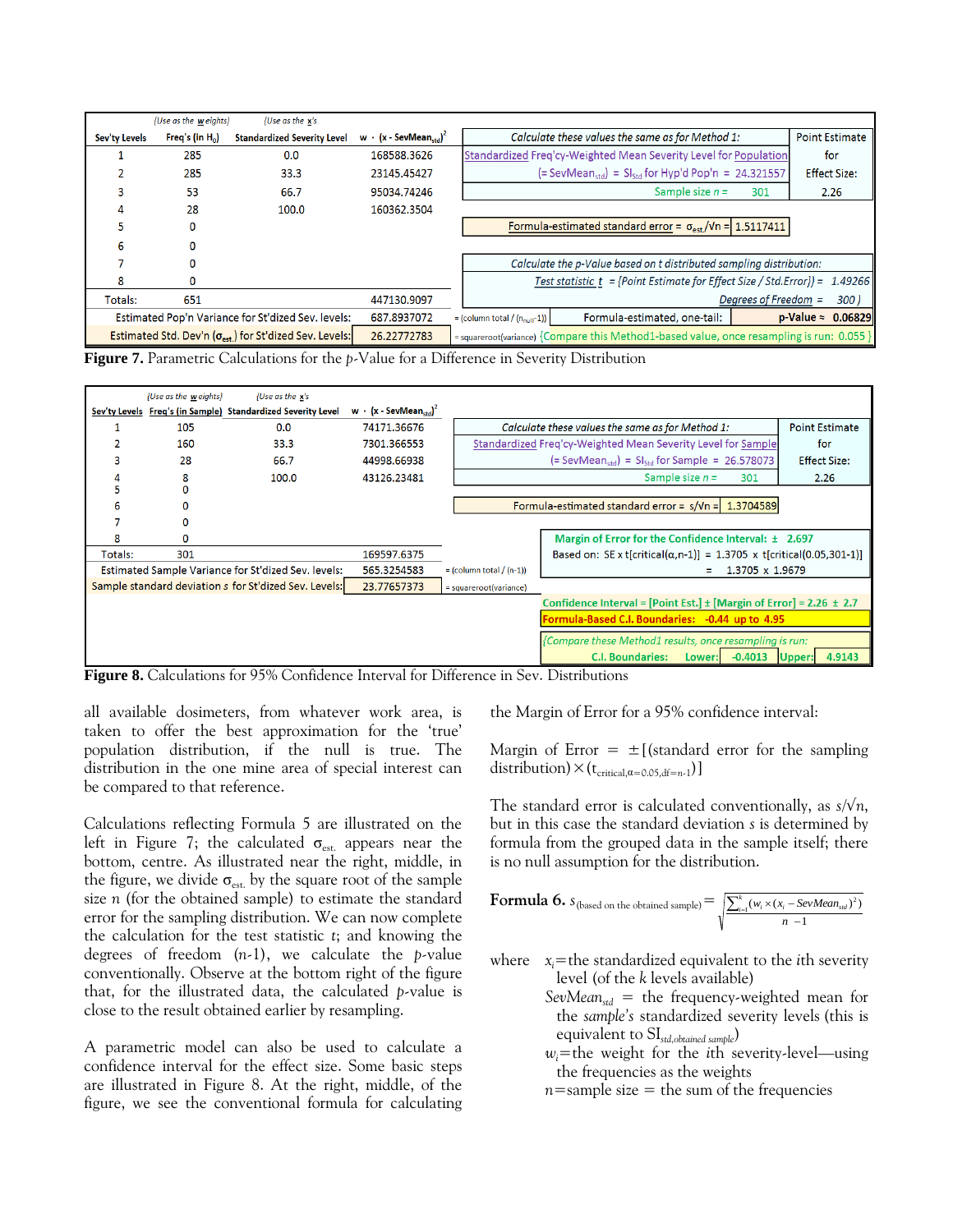| Sev'ty Levels | Freq's (in $H_0$) {Use as the weights} | Standardized Severity Level {Use as the x's} | w · (x - SevMean$_{std}$)$^2$ |
|---|---|---|---|
| 1 | 285 | 0.0 | 168588.3626 |
| 2 | 285 | 33.3 | 23145.45427 |
| 3 | 53 | 66.7 | 95034.74246 |
| 4 | 28 | 100.0 | 160362.3504 |
| 5 | 0 | | |
| 6 | 0 | | |
| 7 | 0 | | |
| 8 | 0 | | |
| Totals: | 651 | | 447130.9097 |
| Estimated Pop'n Variance for St'dized Sev. levels: | | | 687.8937072 = (column total / ($n_{null}$-1)) |
| Estimated Std. Dev'n ($\sigma_{est}$) for St'dized Sev. Levels: | | | 26.22772783 = squareroot(variance) |

Calculate these values the same as for Method 1:
Standardized Freq'cy-Weighted Mean Severity Level for Population (= SevMean$_{std}$) = SI$_{std}$ for Hyp'd Pop'n = 24.321557
Sample size $n$ = 301
Point Estimate for Effect Size: 2.26

Formula-estimated standard error = $\sigma_{est}/\sqrt{n}$ = 1.5117411

Calculate the p-Value based on t distributed sampling distribution:
Test statistic $t$ = {Point Estimate for Effect Size / Std.Error}) = 1.49266
Degrees of Freedom = 300 )
Formula-estimated, one-tail: p-Value ≈ 0.06829
{Compare this Method1-based value, once resampling is run: 0.055 }

**Figure 7.** Parametric Calculations for the *p*-Value for a Difference in Severity Distribution

| Sev'ty Levels | Freq's (in Sample) {Use as the weights} | Standardized Severity Level {Use as the x's} | w · (x - SevMean$_{std}$)$^2$ |
|---|---|---|---|
| 1 | 105 | 0.0 | 74171.36676 |
| 2 | 160 | 33.3 | 7301.366553 |
| 3 | 28 | 66.7 | 44998.66938 |
| 4 | 8 | 100.0 | 43126.23481 |
| 5 | 0 | | |
| 6 | 0 | | |
| 7 | 0 | | |
| 8 | 0 | | |
| Totals: | 301 | | 169597.6375 |
| Estimated Sample Variance for St'dized Sev. levels: | | | 565.3254583 = (column total / (n-1)) |
| Sample standard deviation $s$ for St'dized Sev. Levels: | | | 23.77657373 = squareroot(variance) |

Calculate these values the same as for Method 1:
Standardized Freq'cy-Weighted Mean Severity Level for Sample (= SevMean$_{std}$) = SI$_{std}$ for Sample = 26.578073
Sample size $n$ = 301
Point Estimate for Effect Size: 2.26

Formula-estimated standard error = $s/\sqrt{n}$ = 1.3704589

Margin of Error for the Confidence Interval: ± 2.697
Based on: SE x t[critical(α,n-1)] = 1.3705 x t[critical(0.05,301-1)]
= 1.3705 x 1.9679

Confidence Interval = [Point Est.] ± [Margin of Error] = 2.26 ± 2.7
Formula-Based C.I. Boundaries: -0.44 up to 4.95

{Compare these Method1 results, once resampling is run:
C.I. Boundaries: Lower: -0.4013 Upper: 4.9143

**Figure 8.** Calculations for 95% Confidence Interval for Difference in Sev. Distributions

all available dosimeters, from whatever work area, is taken to offer the best approximation for the 'true' population distribution, if the null is true. The distribution in the one mine area of special interest can be compared to that reference.

Calculations reflecting Formula 5 are illustrated on the left in Figure 7; the calculated $\sigma_{est.}$ appears near the bottom, centre. As illustrated near the right, middle, in the figure, we divide $\sigma_{est.}$ by the square root of the sample size $n$ (for the obtained sample) to estimate the standard error for the sampling distribution. We can now complete the calculation for the test statistic $t$; and knowing the degrees of freedom ($n$-1), we calculate the $p$-value conventionally. Observe at the bottom right of the figure that, for the illustrated data, the calculated $p$-value is close to the result obtained earlier by resampling.

A parametric model can also be used to calculate a confidence interval for the effect size. Some basic steps are illustrated in Figure 8. At the right, middle, of the figure, we see the conventional formula for calculating the Margin of Error for a 95% confidence interval:

Margin of Error = ±[(standard error for the sampling distribution) × ($t_{critical,\alpha=0.05,df=n-1}$)]

The standard error is calculated conventionally, as $s/\sqrt{n}$, but in this case the standard deviation $s$ is determined by formula from the grouped data in the sample itself; there is no null assumption for the distribution.

**Formula 6.** $$s_{(\text{based on the obtained sample})} = \sqrt{\frac{\sum_{i=1}^{k}(w_i \times (x_i - SevMean_{std})^2)}{n-1}}$$

where $x_i$=the standardized equivalent to the $i$th severity level (of the $k$ levels available)

$SevMean_{std}$ = the frequency-weighted mean for the *sample's* standardized severity levels (this is equivalent to $SI_{std,obtained\ sample}$)

$w_i$=the weight for the $i$th severity-level—using the frequencies as the weights

$n$=sample size = the sum of the frequencies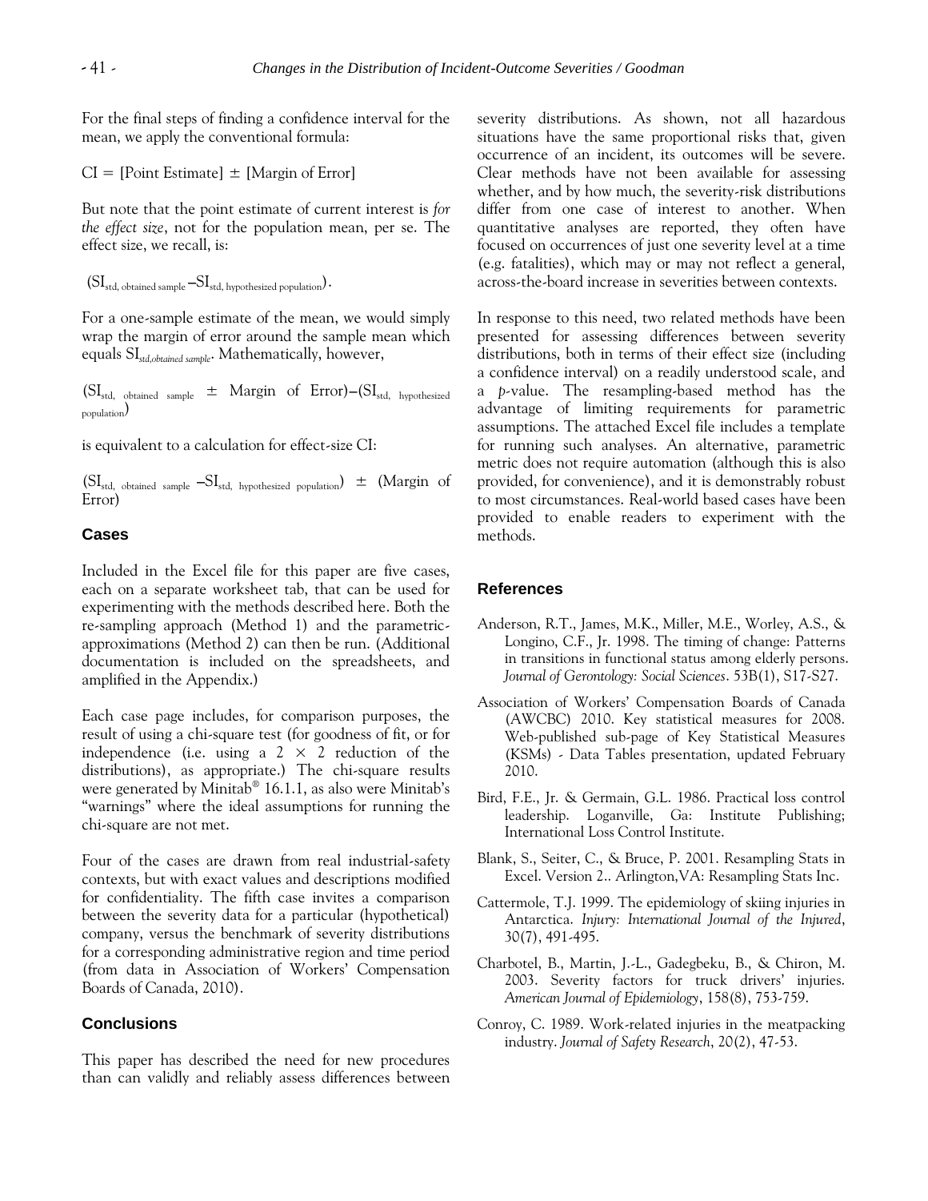For the final steps of finding a confidence interval for the mean, we apply the conventional formula:

CI = [Point Estimate] ± [Margin of Error]

But note that the point estimate of current interest is *for the effect size*, not for the population mean, per se. The effect size, we recall, is:

$(SI_{std, obtained sample} - SI_{std, hypothesized population})$.

For a one-sample estimate of the mean, we would simply wrap the margin of error around the sample mean which equals $SI_{std, obtained sample}$. Mathematically, however,

$(SI_{std, obtained sample} \pm \text{Margin of Error}) - (SI_{std, hypothesized population})$

is equivalent to a calculation for effect-size CI:

$(SI_{std, obtained sample} - SI_{std, hypothesized population}) \pm (\text{Margin of Error})$

## Cases

Included in the Excel file for this paper are five cases, each on a separate worksheet tab, that can be used for experimenting with the methods described here. Both the re-sampling approach (Method 1) and the parametric-approximations (Method 2) can then be run. (Additional documentation is included on the spreadsheets, and amplified in the Appendix.)

Each case page includes, for comparison purposes, the result of using a chi-square test (for goodness of fit, or for independence (i.e. using a 2 × 2 reduction of the distributions), as appropriate.) The chi-square results were generated by Minitab® 16.1.1, as also were Minitab's "warnings" where the ideal assumptions for running the chi-square are not met.

Four of the cases are drawn from real industrial-safety contexts, but with exact values and descriptions modified for confidentiality. The fifth case invites a comparison between the severity data for a particular (hypothetical) company, versus the benchmark of severity distributions for a corresponding administrative region and time period (from data in Association of Workers' Compensation Boards of Canada, 2010).

## Conclusions

This paper has described the need for new procedures than can validly and reliably assess differences between severity distributions. As shown, not all hazardous situations have the same proportional risks that, given occurrence of an incident, its outcomes will be severe. Clear methods have not been available for assessing whether, and by how much, the severity-risk distributions differ from one case of interest to another. When quantitative analyses are reported, they often have focused on occurrences of just one severity level at a time (e.g. fatalities), which may or may not reflect a general, across-the-board increase in severities between contexts.

In response to this need, two related methods have been presented for assessing differences between severity distributions, both in terms of their effect size (including a confidence interval) on a readily understood scale, and a *p*-value. The resampling-based method has the advantage of limiting requirements for parametric assumptions. The attached Excel file includes a template for running such analyses. An alternative, parametric metric does not require automation (although this is also provided, for convenience), and it is demonstrably robust to most circumstances. Real-world based cases have been provided to enable readers to experiment with the methods.

## References

Anderson, R.T., James, M.K., Miller, M.E., Worley, A.S., & Longino, C.F., Jr. 1998. The timing of change: Patterns in transitions in functional status among elderly persons. *Journal of Gerontology: Social Sciences*. 53B(1), S17-S27.

Association of Workers' Compensation Boards of Canada (AWCBC) 2010. Key statistical measures for 2008. Web-published sub-page of Key Statistical Measures (KSMs) - Data Tables presentation, updated February 2010.

Bird, F.E., Jr. & Germain, G.L. 1986. Practical loss control leadership. Loganville, Ga: Institute Publishing; International Loss Control Institute.

Blank, S., Seiter, C., & Bruce, P. 2001. Resampling Stats in Excel. Version 2.. Arlington,VA: Resampling Stats Inc.

Cattermole, T.J. 1999. The epidemiology of skiing injuries in Antarctica. *Injury: International Journal of the Injured*, 30(7), 491-495.

Charbotel, B., Martin, J.-L., Gadegbeku, B., & Chiron, M. 2003. Severity factors for truck drivers' injuries. *American Journal of Epidemiology*, 158(8), 753-759.

Conroy, C. 1989. Work-related injuries in the meatpacking industry. *Journal of Safety Research*, 20(2), 47-53.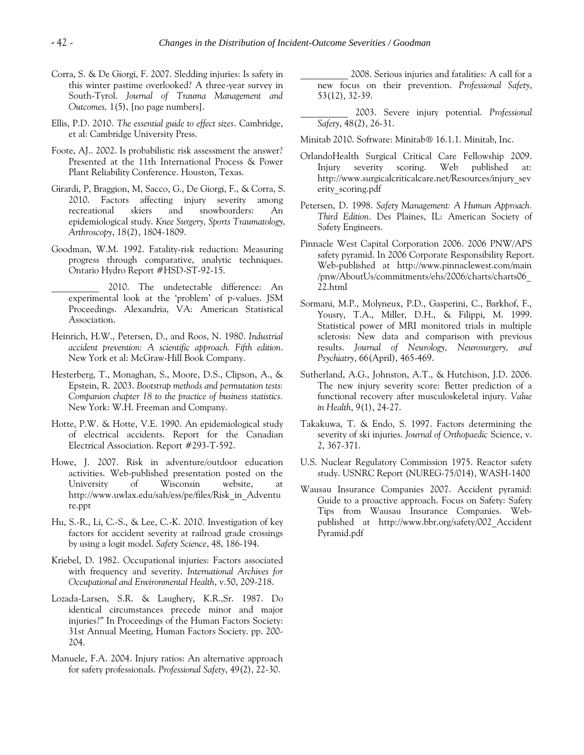Corra, S. & De Giorgi, F. 2007. Sledding injuries: Is safety in this winter pastime overlooked? A three-year survey in South-Tyrol. *Journal of Trauma Management and Outcomes,* 1(5), [no page numbers].

Ellis, P.D. 2010. *The essential guide to effect sizes*. Cambridge, et al: Cambridge University Press.

Foote, AJ.. 2002. Is probabilistic risk assessment the answer? Presented at the 11th International Process & Power Plant Reliability Conference. Houston, Texas.

Girardi, P, Braggion, M, Sacco, G., De Giorgi, F., & Corra, S. 2010. Factors affecting injury severity among recreational skiers and snowboarders: An epidemiological study. *Knee Surgery, Sports Traumatology, Arthroscopy*, 18(2), 1804-1809.

Goodman, W.M. 1992. Fatality-risk reduction: Measuring progress through comparative, analytic techniques. Ontario Hydro Report #HSD-ST-92-15.

__________ 2010. The undetectable difference: An experimental look at the 'problem' of p-values. JSM Proceedings. Alexandria, VA: American Statistical Association.

Heinrich, H.W., Petersen, D., and Roos, N. 1980. *Industrial accident prevention: A scientific approach. Fifth edition*. New York et al: McGraw-Hill Book Company.

Hesterberg, T., Monaghan, S., Moore, D.S., Clipson, A., & Epstein, R. 2003. *Bootstrap methods and permutation tests: Companion chapter 18 to the practice of business statistics.* New York: W.H. Freeman and Company.

Hotte, P.W. & Hotte, V.E. 1990. An epidemiological study of electrical accidents. Report for the Canadian Electrical Association. Report #293-T-592.

Howe, J. 2007. Risk in adventure/outdoor education activities. Web-published presentation posted on the University of Wisconsin website, at http://www.uwlax.edu/sah/ess/pe/files/Risk_in_Adventure.ppt

Hu, S.-R., Li, C.-S., & Lee, C.-K. 2010. Investigation of key factors for accident severity at railroad grade crossings by using a logit model. *Safety Science*, 48, 186-194.

Kriebel, D. 1982. Occupational injuries: Factors associated with frequency and severity. *International Archives for Occupational and Environmental Health*, v.50, 209-218.

Lozada-Larsen, S.R. & Laughery, K.R.,Sr. 1987. Do identical circumstances precede minor and major injuries?" In Proceedings of the Human Factors Society: 31st Annual Meeting, Human Factors Society. pp. 200-204.

Manuele, F.A. 2004. Injury ratios: An alternative approach for safety professionals. *Professional Safety*, 49(2), 22-30.

__________ 2008. Serious injuries and fatalities: A call for a new focus on their prevention. *Professional Safety*, 53(12), 32-39.

__________ 2003. Severe injury potential. *Professional Safety*, 48(2), 26-31.

Minitab 2010. Software: Minitab® 16.1.1. Minitab, Inc.

OrlandoHealth Surgical Critical Care Fellowship 2009. Injury severity scoring. Web published at: http://www.surgicalcriticalcare.net/Resources/injury_severity_scoring.pdf

Petersen, D. 1998. *Safety Management: A Human Approach. Third Edition*. Des Plaines, IL: American Society of Safety Engineers.

Pinnacle West Capital Corporation 2006. 2006 PNW/APS safety pyramid. In 2006 Corporate Responsibility Report. Web-published at http://www.pinnaclewest.com/main/pnw/AboutUs/commitments/ehs/2006/charts/charts06_22.html

Sormani, M.P., Molyneux, P.D., Gasperini, C., Barkhof, F., Yousry, T.A., Miller, D.H., & Filippi, M. 1999. Statistical power of MRI monitored trials in multiple sclerosis: New data and comparison with previous results. *Journal of Neurology, Neurosurgery, and Psychiatry*, 66(April), 465-469.

Sutherland, A.G., Johnston, A.T., & Hutchison, J.D. 2006. The new injury severity score: Better prediction of a functional recovery after musculoskeletal injury. *Value in Health*, 9(1), 24-27.

Takakuwa, T. & Endo, S. 1997. Factors determining the severity of ski injuries. *Journal of Orthopaedic* Science, v. 2, 367-371.

U.S. Nuclear Regulatory Commission 1975. Reactor safety study. USNRC Report (NUREG-75/014), WASH-1400

Wausau Insurance Companies 2007. Accident pyramid: Guide to a proactive approach. Focus on Safety: Safety Tips from Wausau Insurance Companies. Web-published at http://www.bbr.org/safety/002_AccidentPyramid.pdf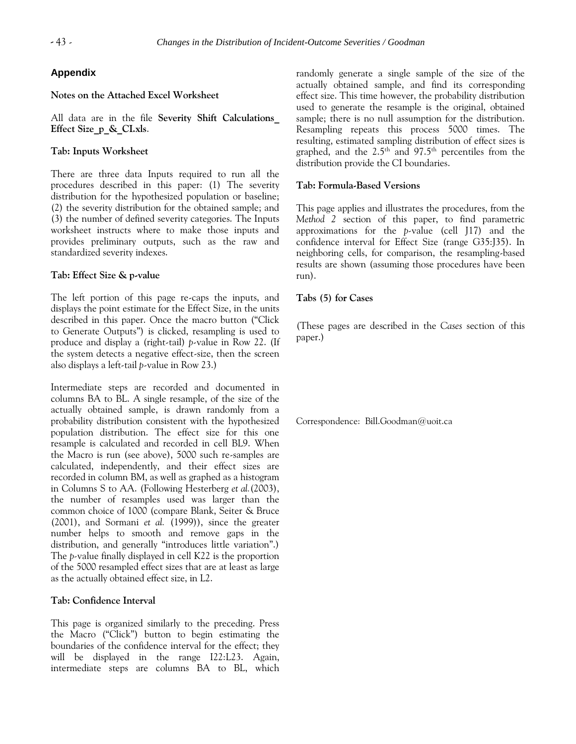## Appendix

**Notes on the Attached Excel Worksheet**

All data are in the file **Severity Shift Calculations_ Effect Size_p_&_CI.xls**.

**Tab: Inputs Worksheet**

There are three data Inputs required to run all the procedures described in this paper: (1) The severity distribution for the hypothesized population or baseline; (2) the severity distribution for the obtained sample; and (3) the number of defined severity categories. The Inputs worksheet instructs where to make those inputs and provides preliminary outputs, such as the raw and standardized severity indexes.

**Tab: Effect Size & p-value**

The left portion of this page re-caps the inputs, and displays the point estimate for the Effect Size, in the units described in this paper. Once the macro button ("Click to Generate Outputs") is clicked, resampling is used to produce and display a (right-tail) *p*-value in Row 22. (If the system detects a negative effect-size, then the screen also displays a left-tail *p*-value in Row 23.)

Intermediate steps are recorded and documented in columns BA to BL. A single resample, of the size of the actually obtained sample, is drawn randomly from a probability distribution consistent with the hypothesized population distribution. The effect size for this one resample is calculated and recorded in cell BL9. When the Macro is run (see above), 5000 such re-samples are calculated, independently, and their effect sizes are recorded in column BM, as well as graphed as a histogram in Columns S to AA. (Following Hesterberg *et al.* (2003), the number of resamples used was larger than the common choice of 1000 (compare Blank, Seiter & Bruce (2001), and Sormani *et al.* (1999)), since the greater number helps to smooth and remove gaps in the distribution, and generally "introduces little variation".) The *p*-value finally displayed in cell K22 is the proportion of the 5000 resampled effect sizes that are at least as large as the actually obtained effect size, in L2.

**Tab: Confidence Interval**

This page is organized similarly to the preceding. Press the Macro ("Click") button to begin estimating the boundaries of the confidence interval for the effect; they will be displayed in the range I22:L23. Again, intermediate steps are columns BA to BL, which randomly generate a single sample of the size of the actually obtained sample, and find its corresponding effect size. This time however, the probability distribution used to generate the resample is the original, obtained sample; there is no null assumption for the distribution. Resampling repeats this process 5000 times. The resulting, estimated sampling distribution of effect sizes is graphed, and the 2.5th and 97.5th percentiles from the distribution provide the CI boundaries.

**Tab: Formula-Based Versions**

This page applies and illustrates the procedures, from the *Method 2* section of this paper, to find parametric approximations for the *p*-value (cell J17) and the confidence interval for Effect Size (range G35:J35). In neighboring cells, for comparison, the resampling-based results are shown (assuming those procedures have been run).

**Tabs (5) for Cases**

(These pages are described in the *Cases* section of this paper.)

Correspondence: Bill.Goodman@uoit.ca